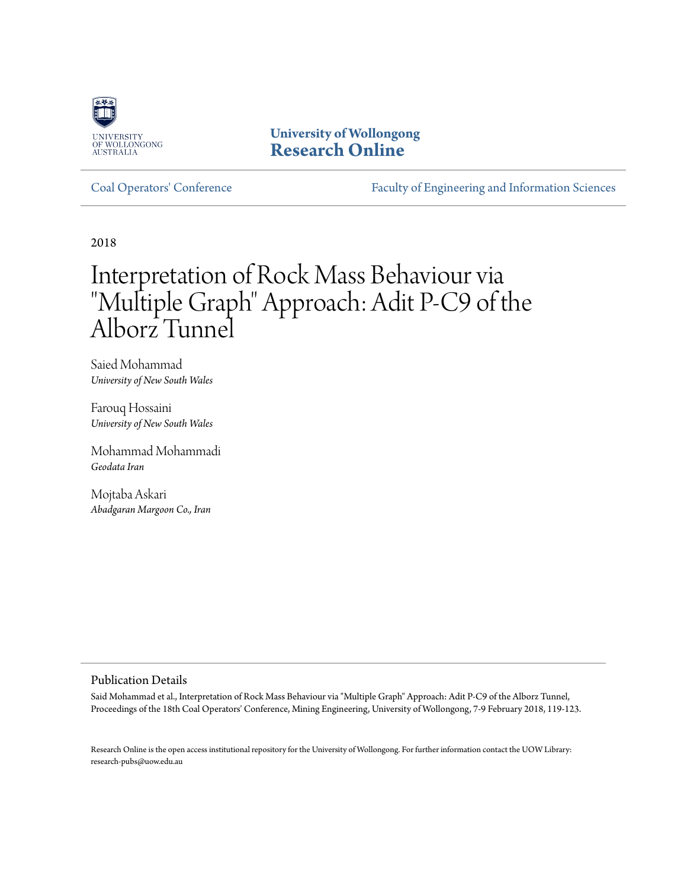University of Wollongong
**Research Online**

Coal Operators' Conference | Faculty of Engineering and Information Sciences

2018

# Interpretation of Rock Mass Behaviour via "Multiple Graph" Approach: Adit P-C9 of the Alborz Tunnel

Saied Mohammad
*University of New South Wales*

Farouq Hossaini
*University of New South Wales*

Mohammad Mohammadi
*Geodata Iran*

Mojtaba Askari
*Abadgaran Margoon Co., Iran*

## Publication Details

Said Mohammad et al., Interpretation of Rock Mass Behaviour via "Multiple Graph" Approach: Adit P-C9 of the Alborz Tunnel, Proceedings of the 18th Coal Operators' Conference, Mining Engineering, University of Wollongong, 7-9 February 2018, 119-123.

Research Online is the open access institutional repository for the University of Wollongong. For further information contact the UOW Library: research-pubs@uow.edu.au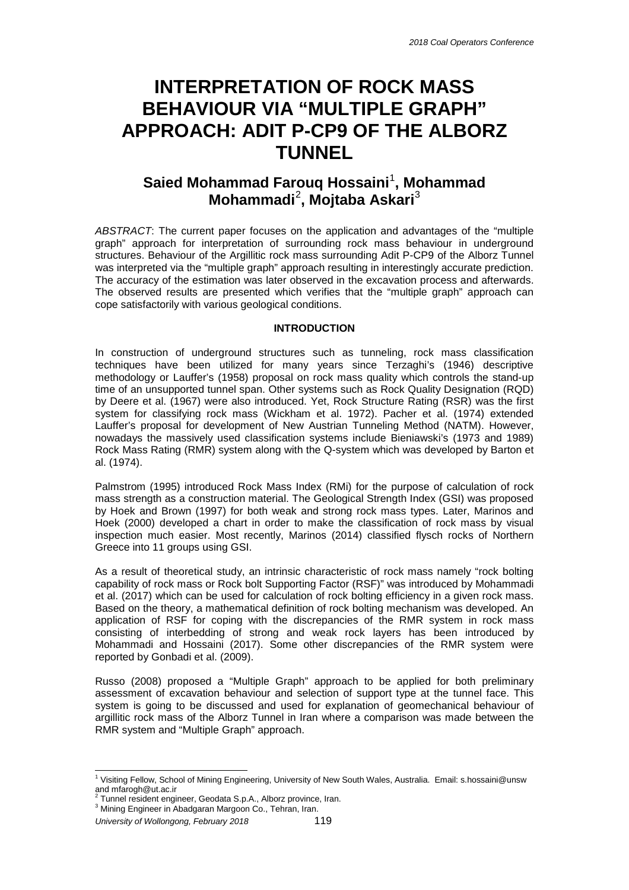# INTERPRETATION OF ROCK MASS BEHAVIOUR VIA "MULTIPLE GRAPH" APPROACH: ADIT P-CP9 OF THE ALBORZ TUNNEL

## Saied Mohammad Farouq Hossaini[1], Mohammad Mohammadi[2], Mojtaba Askari[3]

*ABSTRACT*: The current paper focuses on the application and advantages of the "multiple graph" approach for interpretation of surrounding rock mass behaviour in underground structures. Behaviour of the Argillitic rock mass surrounding Adit P-CP9 of the Alborz Tunnel was interpreted via the "multiple graph" approach resulting in interestingly accurate prediction. The accuracy of the estimation was later observed in the excavation process and afterwards. The observed results are presented which verifies that the "multiple graph" approach can cope satisfactorily with various geological conditions.

### INTRODUCTION

In construction of underground structures such as tunneling, rock mass classification techniques have been utilized for many years since Terzaghi's (1946) descriptive methodology or Lauffer's (1958) proposal on rock mass quality which controls the stand-up time of an unsupported tunnel span. Other systems such as Rock Quality Designation (RQD) by Deere et al. (1967) were also introduced. Yet, Rock Structure Rating (RSR) was the first system for classifying rock mass (Wickham et al. 1972). Pacher et al. (1974) extended Lauffer's proposal for development of New Austrian Tunneling Method (NATM). However, nowadays the massively used classification systems include Bieniawski's (1973 and 1989) Rock Mass Rating (RMR) system along with the Q-system which was developed by Barton et al. (1974).

Palmstrom (1995) introduced Rock Mass Index (RMi) for the purpose of calculation of rock mass strength as a construction material. The Geological Strength Index (GSI) was proposed by Hoek and Brown (1997) for both weak and strong rock mass types. Later, Marinos and Hoek (2000) developed a chart in order to make the classification of rock mass by visual inspection much easier. Most recently, Marinos (2014) classified flysch rocks of Northern Greece into 11 groups using GSI.

As a result of theoretical study, an intrinsic characteristic of rock mass namely "rock bolting capability of rock mass or Rock bolt Supporting Factor (RSF)" was introduced by Mohammadi et al. (2017) which can be used for calculation of rock bolting efficiency in a given rock mass. Based on the theory, a mathematical definition of rock bolting mechanism was developed. An application of RSF for coping with the discrepancies of the RMR system in rock mass consisting of interbedding of strong and weak rock layers has been introduced by Mohammadi and Hossaini (2017). Some other discrepancies of the RMR system were reported by Gonbadi et al. (2009).

Russo (2008) proposed a "Multiple Graph" approach to be applied for both preliminary assessment of excavation behaviour and selection of support type at the tunnel face. This system is going to be discussed and used for explanation of geomechanical behaviour of argillitic rock mass of the Alborz Tunnel in Iran where a comparison was made between the RMR system and "Multiple Graph" approach.

---

[1] Visiting Fellow, School of Mining Engineering, University of New South Wales, Australia. Email: s.hossaini@unsw and mfarogh@ut.ac.ir

[2] Tunnel resident engineer, Geodata S.p.A., Alborz province, Iran.

[3] Mining Engineer in Abadgaran Margoon Co., Tehran, Iran.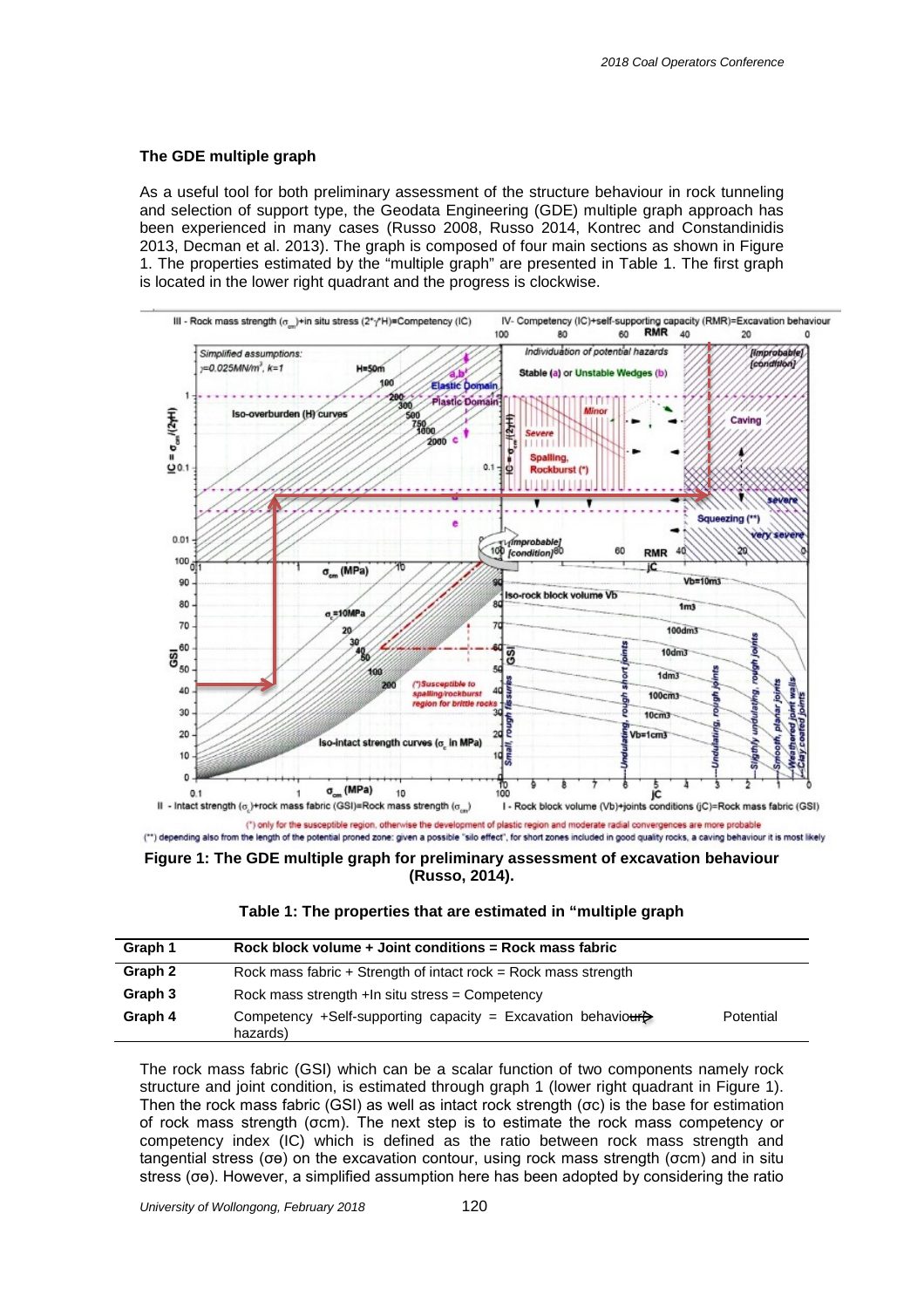### The GDE multiple graph

As a useful tool for both preliminary assessment of the structure behaviour in rock tunneling and selection of support type, the Geodata Engineering (GDE) multiple graph approach has been experienced in many cases (Russo 2008, Russo 2014, Kontrec and Constandinidis 2013, Decman et al. 2013). The graph is composed of four main sections as shown in Figure 1. The properties estimated by the "multiple graph" are presented in Table 1. The first graph is located in the lower right quadrant and the progress is clockwise.

**Figure 1: The GDE multiple graph for preliminary assessment of excavation behaviour (Russo, 2014).**

**Table 1: The properties that are estimated in "multiple graph**

| Graph 1 | Rock block volume + Joint conditions = Rock mass fabric |
|---|---|
| Graph 2 | Rock mass fabric + Strength of intact rock = Rock mass strength |
| Graph 3 | Rock mass strength +In situ stress = Competency |
| Graph 4 | Competency +Self-supporting capacity = Excavation behaviour Potential hazards) |

The rock mass fabric (GSI) which can be a scalar function of two components namely rock structure and joint condition, is estimated through graph 1 (lower right quadrant in Figure 1). Then the rock mass fabric (GSI) as well as intact rock strength ($\sigma c$) is the base for estimation of rock mass strength ($\sigma cm$). The next step is to estimate the rock mass competency or competency index (IC) which is defined as the ratio between rock mass strength and tangential stress ($\sigma \theta$) on the excavation contour, using rock mass strength ($\sigma cm$) and in situ stress ($\sigma \theta$). However, a simplified assumption here has been adopted by considering the ratio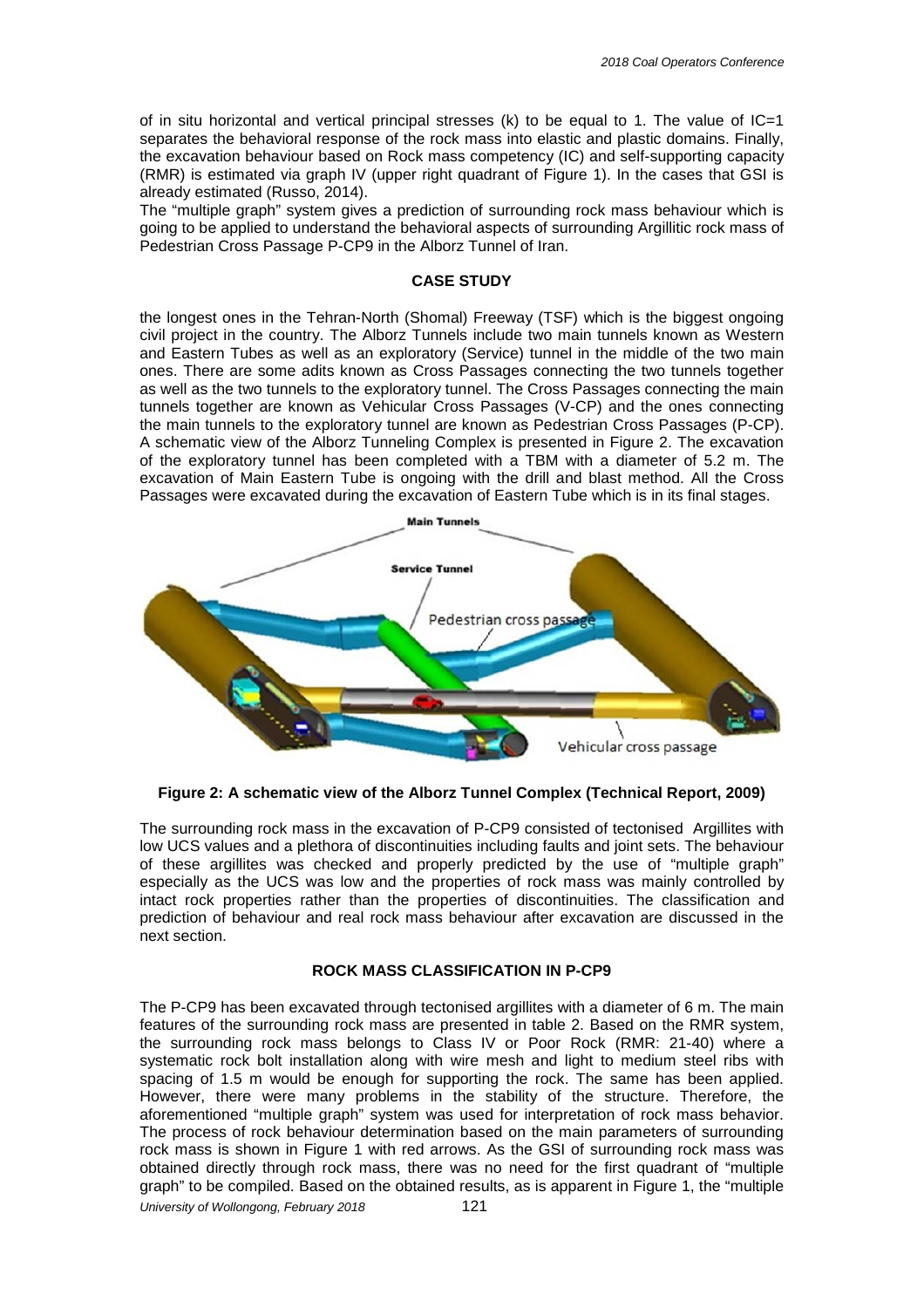of in situ horizontal and vertical principal stresses (k) to be equal to 1. The value of IC=1 separates the behavioral response of the rock mass into elastic and plastic domains. Finally, the excavation behaviour based on Rock mass competency (IC) and self-supporting capacity (RMR) is estimated via graph IV (upper right quadrant of Figure 1). In the cases that GSI is already estimated (Russo, 2014).

The "multiple graph" system gives a prediction of surrounding rock mass behaviour which is going to be applied to understand the behavioral aspects of surrounding Argillitic rock mass of Pedestrian Cross Passage P-CP9 in the Alborz Tunnel of Iran.

## CASE STUDY

the longest ones in the Tehran-North (Shomal) Freeway (TSF) which is the biggest ongoing civil project in the country. The Alborz Tunnels include two main tunnels known as Western and Eastern Tubes as well as an exploratory (Service) tunnel in the middle of the two main ones. There are some adits known as Cross Passages connecting the two tunnels together as well as the two tunnels to the exploratory tunnel. The Cross Passages connecting the main tunnels together are known as Vehicular Cross Passages (V-CP) and the ones connecting the main tunnels to the exploratory tunnel are known as Pedestrian Cross Passages (P-CP). A schematic view of the Alborz Tunneling Complex is presented in Figure 2. The excavation of the exploratory tunnel has been completed with a TBM with a diameter of 5.2 m. The excavation of Main Eastern Tube is ongoing with the drill and blast method. All the Cross Passages were excavated during the excavation of Eastern Tube which is in its final stages.

**Figure 2: A schematic view of the Alborz Tunnel Complex (Technical Report, 2009)**

The surrounding rock mass in the excavation of P-CP9 consisted of tectonised Argillites with low UCS values and a plethora of discontinuities including faults and joint sets. The behaviour of these argillites was checked and properly predicted by the use of "multiple graph" especially as the UCS was low and the properties of rock mass was mainly controlled by intact rock properties rather than the properties of discontinuities. The classification and prediction of behaviour and real rock mass behaviour after excavation are discussed in the next section.

## ROCK MASS CLASSIFICATION IN P-CP9

The P-CP9 has been excavated through tectonised argillites with a diameter of 6 m. The main features of the surrounding rock mass are presented in table 2. Based on the RMR system, the surrounding rock mass belongs to Class IV or Poor Rock (RMR: 21-40) where a systematic rock bolt installation along with wire mesh and light to medium steel ribs with spacing of 1.5 m would be enough for supporting the rock. The same has been applied. However, there were many problems in the stability of the structure. Therefore, the aforementioned "multiple graph" system was used for interpretation of rock mass behavior. The process of rock behaviour determination based on the main parameters of surrounding rock mass is shown in Figure 1 with red arrows. As the GSI of surrounding rock mass was obtained directly through rock mass, there was no need for the first quadrant of "multiple graph" to be compiled. Based on the obtained results, as is apparent in Figure 1, the "multiple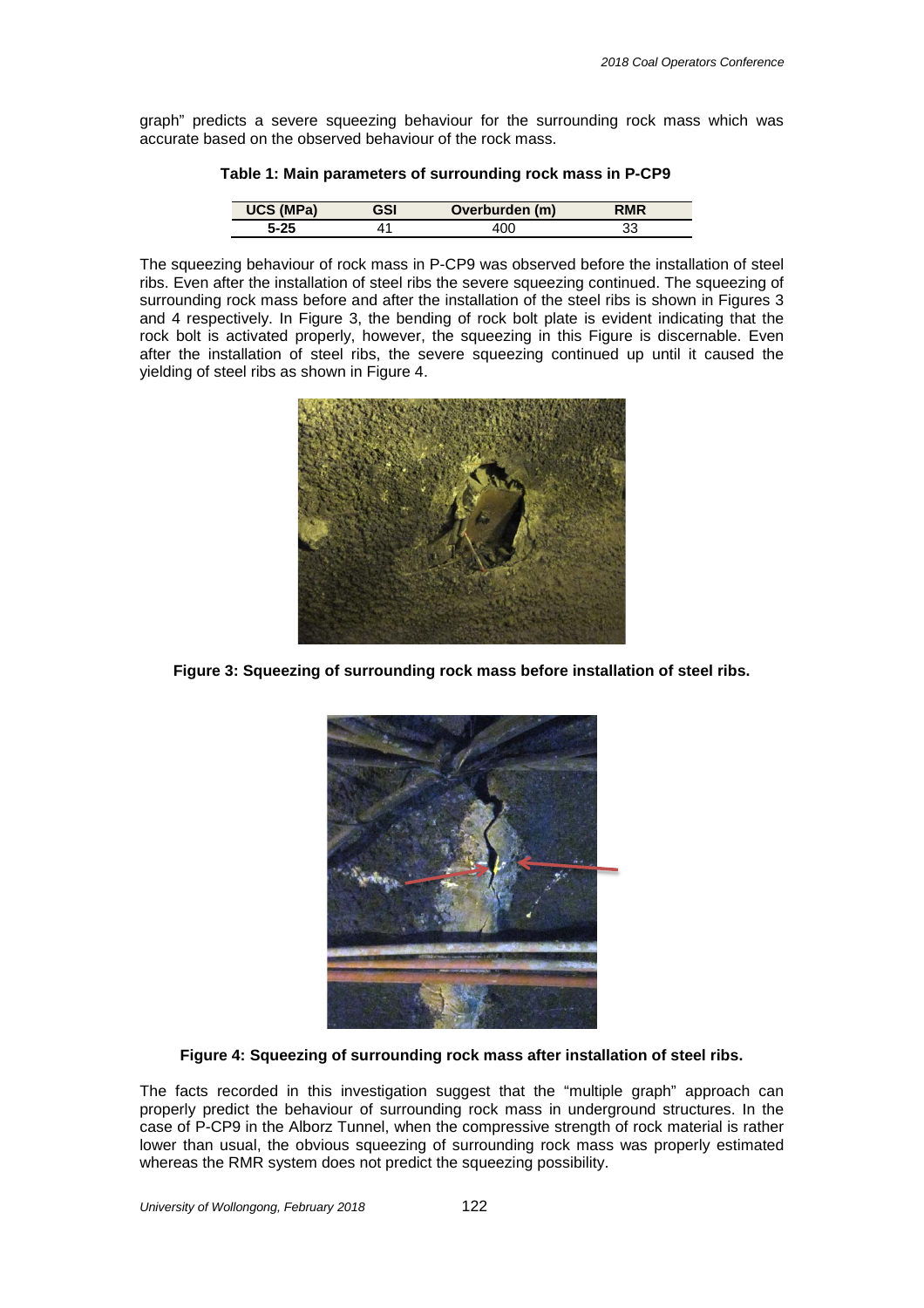graph" predicts a severe squeezing behaviour for the surrounding rock mass which was accurate based on the observed behaviour of the rock mass.

**Table 1: Main parameters of surrounding rock mass in P-CP9**

| UCS (MPa) | GSI | Overburden (m) | RMR |
|---|---|---|---|
| 5-25 | 41 | 400 | 33 |

The squeezing behaviour of rock mass in P-CP9 was observed before the installation of steel ribs. Even after the installation of steel ribs the severe squeezing continued. The squeezing of surrounding rock mass before and after the installation of the steel ribs is shown in Figures 3 and 4 respectively. In Figure 3, the bending of rock bolt plate is evident indicating that the rock bolt is activated properly, however, the squeezing in this Figure is discernable. Even after the installation of steel ribs, the severe squeezing continued up until it caused the yielding of steel ribs as shown in Figure 4.

**Figure 3: Squeezing of surrounding rock mass before installation of steel ribs.**

**Figure 4: Squeezing of surrounding rock mass after installation of steel ribs.**

The facts recorded in this investigation suggest that the "multiple graph" approach can properly predict the behaviour of surrounding rock mass in underground structures. In the case of P-CP9 in the Alborz Tunnel, when the compressive strength of rock material is rather lower than usual, the obvious squeezing of surrounding rock mass was properly estimated whereas the RMR system does not predict the squeezing possibility.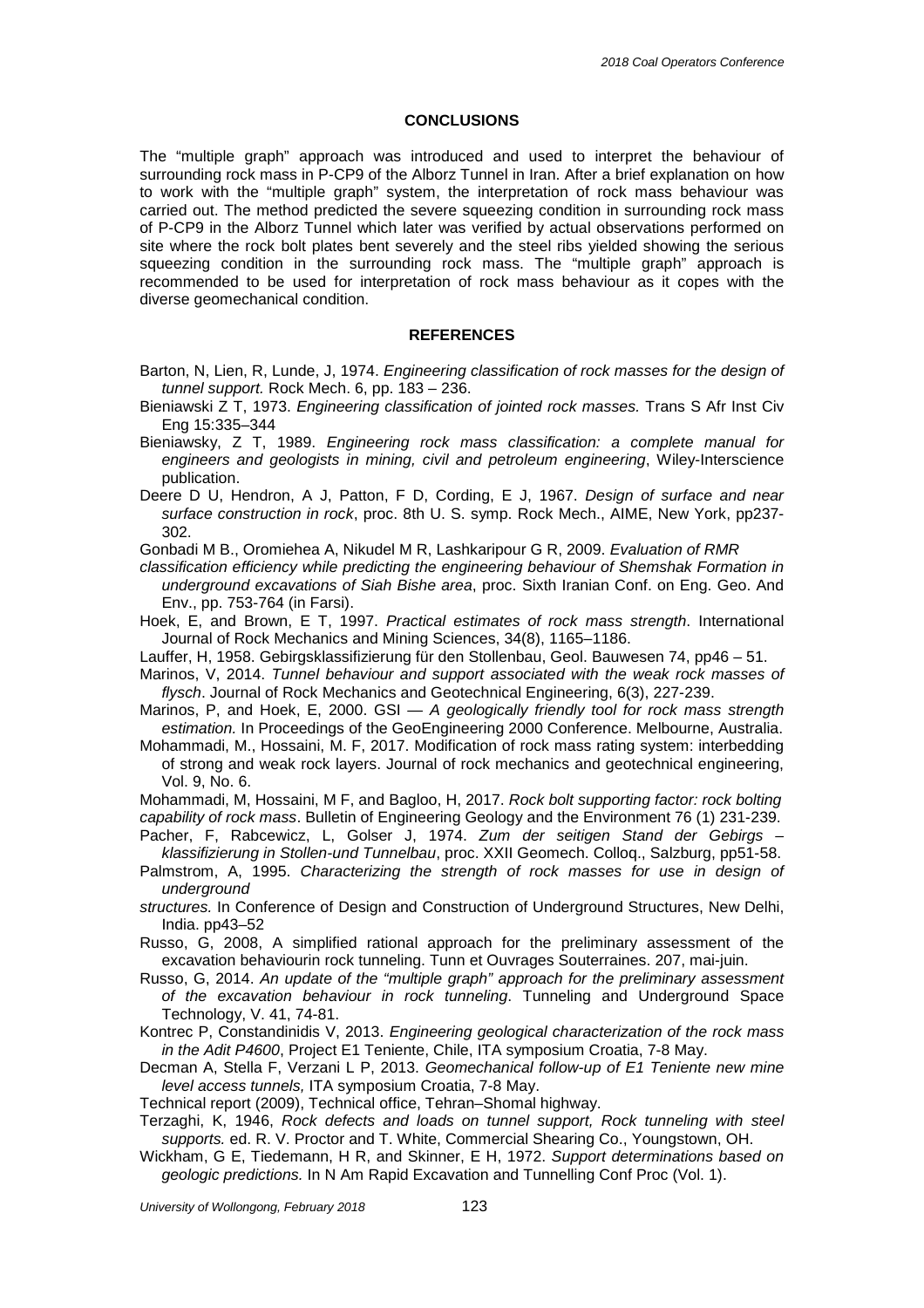## CONCLUSIONS

The "multiple graph" approach was introduced and used to interpret the behaviour of surrounding rock mass in P-CP9 of the Alborz Tunnel in Iran. After a brief explanation on how to work with the "multiple graph" system, the interpretation of rock mass behaviour was carried out. The method predicted the severe squeezing condition in surrounding rock mass of P-CP9 in the Alborz Tunnel which later was verified by actual observations performed on site where the rock bolt plates bent severely and the steel ribs yielded showing the serious squeezing condition in the surrounding rock mass. The "multiple graph" approach is recommended to be used for interpretation of rock mass behaviour as it copes with the diverse geomechanical condition.

## REFERENCES

Barton, N, Lien, R, Lunde, J, 1974. *Engineering classification of rock masses for the design of tunnel support.* Rock Mech. 6, pp. 183 – 236.

Bieniawski Z T, 1973. *Engineering classification of jointed rock masses.* Trans S Afr Inst Civ Eng 15:335–344

Bieniawsky, Z T, 1989. *Engineering rock mass classification: a complete manual for engineers and geologists in mining, civil and petroleum engineering*, Wiley-Interscience publication.

Deere D U, Hendron, A J, Patton, F D, Cording, E J, 1967. *Design of surface and near surface construction in rock*, proc. 8th U. S. symp. Rock Mech., AIME, New York, pp237-302.

Gonbadi M B., Oromiehea A, Nikudel M R, Lashkaripour G R, 2009. *Evaluation of RMR classification efficiency while predicting the engineering behaviour of Shemshak Formation in underground excavations of Siah Bishe area*, proc. Sixth Iranian Conf. on Eng. Geo. And Env., pp. 753-764 (in Farsi).

Hoek, E, and Brown, E T, 1997. *Practical estimates of rock mass strength*. International Journal of Rock Mechanics and Mining Sciences, 34(8), 1165–1186.

Lauffer, H, 1958. Gebirgsklassifizierung für den Stollenbau, Geol. Bauwesen 74, pp46 – 51.

Marinos, V, 2014. *Tunnel behaviour and support associated with the weak rock masses of flysch*. Journal of Rock Mechanics and Geotechnical Engineering, 6(3), 227-239.

Marinos, P, and Hoek, E, 2000. GSI — *A geologically friendly tool for rock mass strength estimation.* In Proceedings of the GeoEngineering 2000 Conference. Melbourne, Australia.

Mohammadi, M., Hossaini, M. F, 2017. Modification of rock mass rating system: interbedding of strong and weak rock layers. Journal of rock mechanics and geotechnical engineering, Vol. 9, No. 6.

Mohammadi, M, Hossaini, M F, and Bagloo, H, 2017. *Rock bolt supporting factor: rock bolting capability of rock mass*. Bulletin of Engineering Geology and the Environment 76 (1) 231-239.

Pacher, F, Rabcewicz, L, Golser J, 1974. *Zum der seitigen Stand der Gebirgs – klassifizierung in Stollen-und Tunnelbau*, proc. XXII Geomech. Colloq., Salzburg, pp51-58.

Palmstrom, A, 1995. *Characterizing the strength of rock masses for use in design of underground structures.* In Conference of Design and Construction of Underground Structures, New Delhi, India. pp43–52

Russo, G, 2008, A simplified rational approach for the preliminary assessment of the excavation behaviourin rock tunneling. Tunn et Ouvrages Souterraines. 207, mai-juin.

Russo, G, 2014. *An update of the "multiple graph" approach for the preliminary assessment of the excavation behaviour in rock tunneling*. Tunneling and Underground Space Technology, V. 41, 74-81.

Kontrec P, Constandinidis V, 2013. *Engineering geological characterization of the rock mass in the Adit P4600*, Project E1 Teniente, Chile, ITA symposium Croatia, 7-8 May.

Decman A, Stella F, Verzani L P, 2013. *Geomechanical follow-up of E1 Teniente new mine level access tunnels,* ITA symposium Croatia, 7-8 May.

Technical report (2009), Technical office, Tehran–Shomal highway.

Terzaghi, K, 1946, *Rock defects and loads on tunnel support, Rock tunneling with steel supports.* ed. R. V. Proctor and T. White, Commercial Shearing Co., Youngstown, OH.

Wickham, G E, Tiedemann, H R, and Skinner, E H, 1972. *Support determinations based on geologic predictions.* In N Am Rapid Excavation and Tunnelling Conf Proc (Vol. 1).